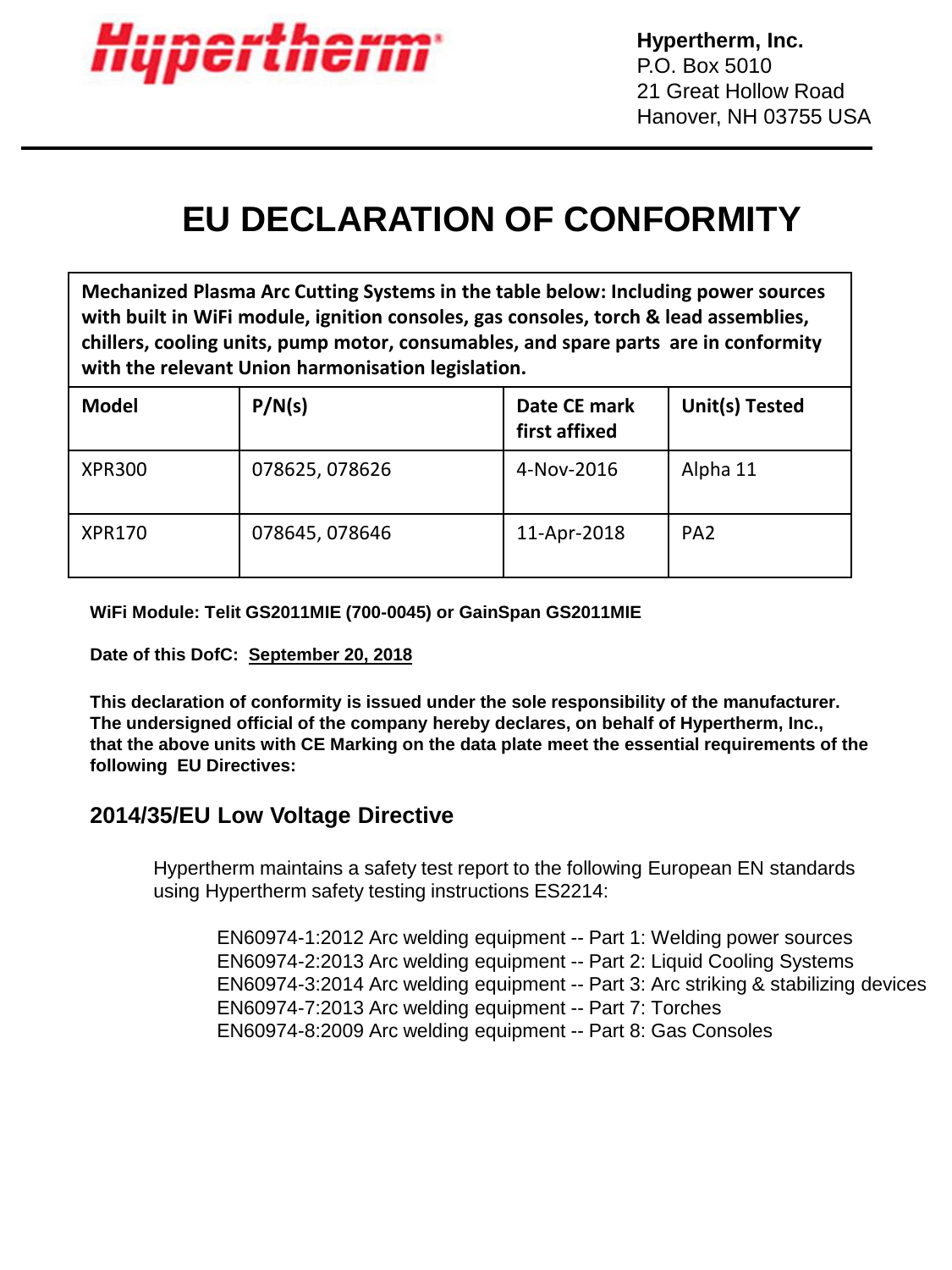Hypertherm

**Hypertherm, Inc.**
P.O. Box 5010
21 Great Hollow Road
Hanover, NH 03755 USA

# EU DECLARATION OF CONFORMITY

| **Mechanized Plasma Arc Cutting Systems in the table below: Including power sources with built in WiFi module, ignition consoles, gas consoles, torch & lead assemblies, chillers, cooling units, pump motor, consumables, and spare parts are in conformity with the relevant Union harmonisation legislation.** | | | |
|---|---|---|---|
| **Model** | **P/N(s)** | **Date CE mark first affixed** | **Unit(s) Tested** |
| XPR300 | 078625, 078626 | 4-Nov-2016 | Alpha 11 |
| XPR170 | 078645, 078646 | 11-Apr-2018 | PA2 |

**WiFi Module: Telit GS2011MIE (700-0045) or GainSpan GS2011MIE**

**Date of this DofC: <u>September 20, 2018</u>**

**This declaration of conformity is issued under the sole responsibility of the manufacturer. The undersigned official of the company hereby declares, on behalf of Hypertherm, Inc., that the above units with CE Marking on the data plate meet the essential requirements of the following EU Directives:**

## 2014/35/EU Low Voltage Directive

Hypertherm maintains a safety test report to the following European EN standards using Hypertherm safety testing instructions ES2214:

EN60974-1:2012 Arc welding equipment -- Part 1: Welding power sources
EN60974-2:2013 Arc welding equipment -- Part 2: Liquid Cooling Systems
EN60974-3:2014 Arc welding equipment -- Part 3: Arc striking & stabilizing devices
EN60974-7:2013 Arc welding equipment -- Part 7: Torches
EN60974-8:2009 Arc welding equipment -- Part 8: Gas Consoles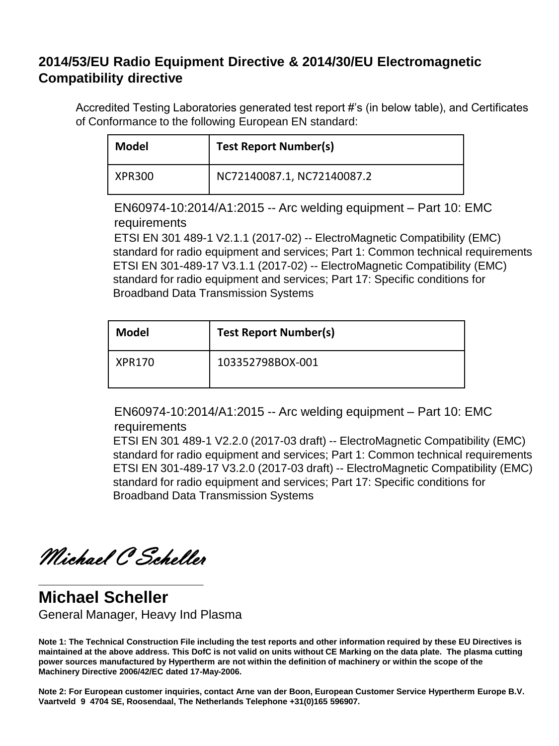**2014/53/EU Radio Equipment Directive & 2014/30/EU Electromagnetic Compatibility directive**

Accredited Testing Laboratories generated test report #'s (in below table), and Certificates of Conformance to the following European EN standard:

| Model | Test Report Number(s) |
|---|---|
| XPR300 | NC72140087.1, NC72140087.2 |

EN60974-10:2014/A1:2015 -- Arc welding equipment – Part 10: EMC requirements
ETSI EN 301 489-1 V2.1.1 (2017-02) -- ElectroMagnetic Compatibility (EMC) standard for radio equipment and services; Part 1: Common technical requirements
ETSI EN 301-489-17 V3.1.1 (2017-02) -- ElectroMagnetic Compatibility (EMC) standard for radio equipment and services; Part 17: Specific conditions for Broadband Data Transmission Systems

| Model | Test Report Number(s) |
|---|---|
| XPR170 | 103352798BOX-001 |

EN60974-10:2014/A1:2015 -- Arc welding equipment – Part 10: EMC requirements
ETSI EN 301 489-1 V2.2.0 (2017-03 draft) -- ElectroMagnetic Compatibility (EMC) standard for radio equipment and services; Part 1: Common technical requirements
ETSI EN 301-489-17 V3.2.0 (2017-03 draft) -- ElectroMagnetic Compatibility (EMC) standard for radio equipment and services; Part 17: Specific conditions for Broadband Data Transmission Systems

*Michael C Scheller*

**Michael Scheller**
General Manager, Heavy Ind Plasma

**Note 1: The Technical Construction File including the test reports and other information required by these EU Directives is maintained at the above address. This DofC is not valid on units without CE Marking on the data plate. The plasma cutting power sources manufactured by Hypertherm are not within the definition of machinery or within the scope of the Machinery Directive 2006/42/EC dated 17-May-2006.**

**Note 2: For European customer inquiries, contact Arne van der Boon, European Customer Service Hypertherm Europe B.V. Vaartveld 9 4704 SE, Roosendaal, The Netherlands Telephone +31(0)165 596907.**